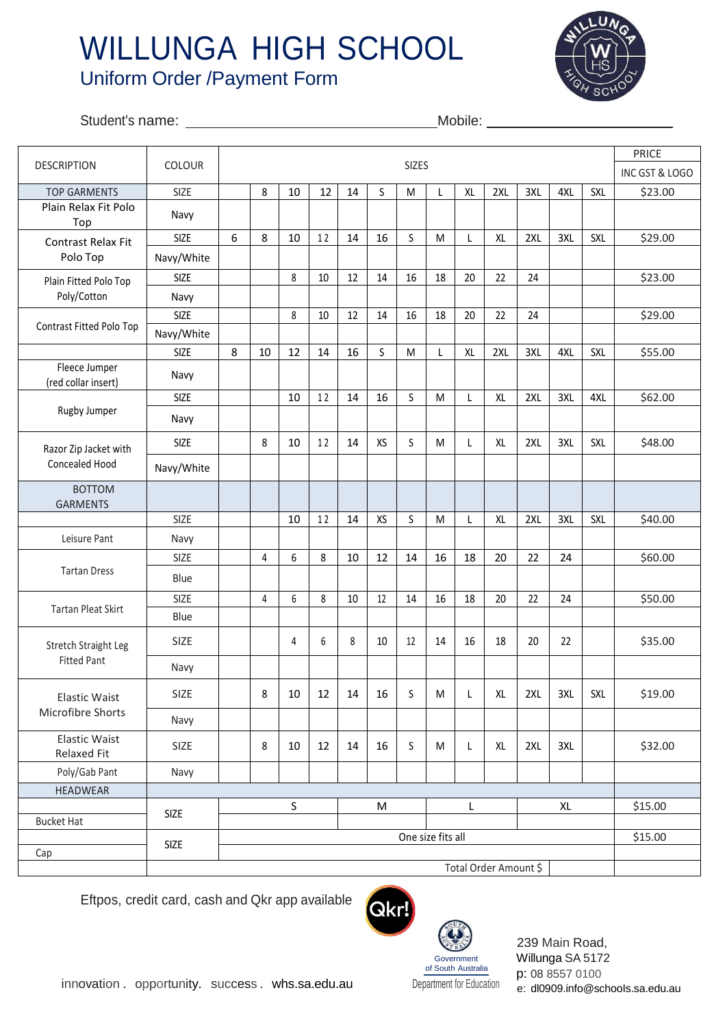# WILLUNGA HIGH SCHOOL

## Uniform Order /Payment Form

Student's name: ______________________ Mobile: ______________________

| DESCRIPTION | COLOUR | SIZES | | | | | | | | | | | | | PRICE INC GST & LOGO |
|---|---|---|---|---|---|---|---|---|---|---|---|---|---|---|---|
| TOP GARMENTS | SIZE | | 8 | 10 | 12 | 14 | S | M | L | XL | 2XL | 3XL | 4XL | SXL | $23.00 |
| Plain Relax Fit Polo Top | Navy | | | | | | | | | | | | | | |
| Contrast Relax Fit Polo Top | SIZE | 6 | 8 | 10 | 12 | 14 | 16 | S | M | L | XL | 2XL | 3XL | SXL | $29.00 |
| | Navy/White | | | | | | | | | | | | | | |
| Plain Fitted Polo Top Poly/Cotton | SIZE | | | 8 | 10 | 12 | 14 | 16 | 18 | 20 | 22 | 24 | | | $23.00 |
| | Navy | | | | | | | | | | | | | | |
| Contrast Fitted Polo Top | SIZE | | | 8 | 10 | 12 | 14 | 16 | 18 | 20 | 22 | 24 | | | $29.00 |
| | Navy/White | | | | | | | | | | | | | | |
| | SIZE | 8 | 10 | 12 | 14 | 16 | S | M | L | XL | 2XL | 3XL | 4XL | SXL | $55.00 |
| Fleece Jumper (red collar insert) | Navy | | | | | | | | | | | | | | |
| Rugby Jumper | SIZE | | | 10 | 12 | 14 | 16 | S | M | L | XL | 2XL | 3XL | 4XL | $62.00 |
| | Navy | | | | | | | | | | | | | | |
| Razor Zip Jacket with Concealed Hood | SIZE | | 8 | 10 | 12 | 14 | XS | S | M | L | XL | 2XL | 3XL | SXL | $48.00 |
| | Navy/White | | | | | | | | | | | | | | |
| BOTTOM GARMENTS | | | | | | | | | | | | | | | |
| | SIZE | | | 10 | 12 | 14 | XS | S | M | L | XL | 2XL | 3XL | SXL | $40.00 |
| Leisure Pant | Navy | | | | | | | | | | | | | | |
| Tartan Dress | SIZE | | 4 | 6 | 8 | 10 | 12 | 14 | 16 | 18 | 20 | 22 | 24 | | $60.00 |
| | Blue | | | | | | | | | | | | | | |
| Tartan Pleat Skirt | SIZE | | 4 | 6 | 8 | 10 | 12 | 14 | 16 | 18 | 20 | 22 | 24 | | $50.00 |
| | Blue | | | | | | | | | | | | | | |
| Stretch Straight Leg Fitted Pant | SIZE | | | 4 | 6 | 8 | 10 | 12 | 14 | 16 | 18 | 20 | 22 | | $35.00 |
| | Navy | | | | | | | | | | | | | | |
| Elastic Waist Microfibre Shorts | SIZE | | 8 | 10 | 12 | 14 | 16 | S | M | L | XL | 2XL | 3XL | SXL | $19.00 |
| | Navy | | | | | | | | | | | | | | |
| Elastic Waist Relaxed Fit | SIZE | | 8 | 10 | 12 | 14 | 16 | S | M | L | XL | 2XL | 3XL | | $32.00 |
| Poly/Gab Pant | Navy | | | | | | | | | | | | | | |
| HEADWEAR | | | | | | | | | | | | | | | |
| Bucket Hat | SIZE | S | | | M | | | L | | | XL | | | | $15.00 |
| Cap | SIZE | One size fits all | | | | | | | | | | | | | $15.00 |
| | | | | | | | | | | Total Order Amount $ | | | | | |

Eftpos, credit card, cash and Qkr app available

Government of South Australia
Department for Education

239 Main Road,
Willunga SA 5172
p: 08 8557 0100
e: dl0909.info@schools.sa.edu.au

innovation . opportunity. success . whs.sa.edu.au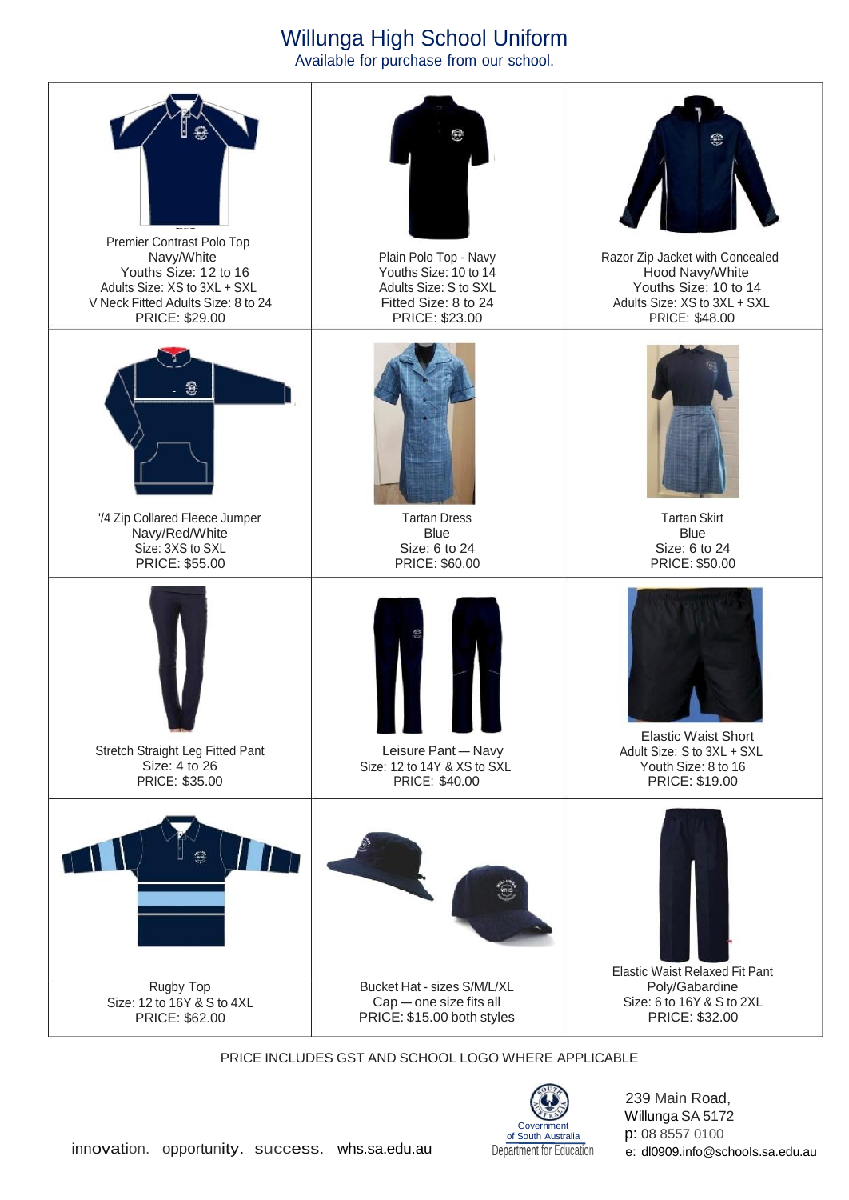# Willunga High School Uniform

Available for purchase from our school.

| | | |
|---|---|---|
| Premier Contrast Polo Top<br>Navy/White<br>Youths Size: 12 to 16<br>Adults Size: XS to 3XL + SXL<br>V Neck Fitted Adults Size: 8 to 24<br>PRICE: $29.00 | Plain Polo Top - Navy<br>Youths Size: 10 to 14<br>Adults Size: S to SXL<br>Fitted Size: 8 to 24<br>PRICE: $23.00 | Razor Zip Jacket with Concealed Hood Navy/White<br>Youths Size: 10 to 14<br>Adults Size: XS to 3XL + SXL<br>PRICE: $48.00 |
| '/4 Zip Collared Fleece Jumper<br>Navy/Red/White<br>Size: 3XS to SXL<br>PRICE: $55.00 | Tartan Dress<br>Blue<br>Size: 6 to 24<br>PRICE: $60.00 | Tartan Skirt<br>Blue<br>Size: 6 to 24<br>PRICE: $50.00 |
| Stretch Straight Leg Fitted Pant<br>Size: 4 to 26<br>PRICE: $35.00 | Leisure Pant — Navy<br>Size: 12 to 14Y & XS to SXL<br>PRICE: $40.00 | Elastic Waist Short<br>Adult Size: S to 3XL + SXL<br>Youth Size: 8 to 16<br>PRICE: $19.00 |
| Rugby Top<br>Size: 12 to 16Y & S to 4XL<br>PRICE: $62.00 | Bucket Hat - sizes S/M/L/XL<br>Cap — one size fits all<br>PRICE: $15.00 both styles | Elastic Waist Relaxed Fit Pant<br>Poly/Gabardine<br>Size: 6 to 16Y & S to 2XL<br>PRICE: $32.00 |

PRICE INCLUDES GST AND SCHOOL LOGO WHERE APPLICABLE

innovation. opportunity. success. whs.sa.edu.au

Government of South Australia
Department for Education

239 Main Road,
Willunga SA 5172
p: 08 8557 0100
e: dl0909.info@schools.sa.edu.au